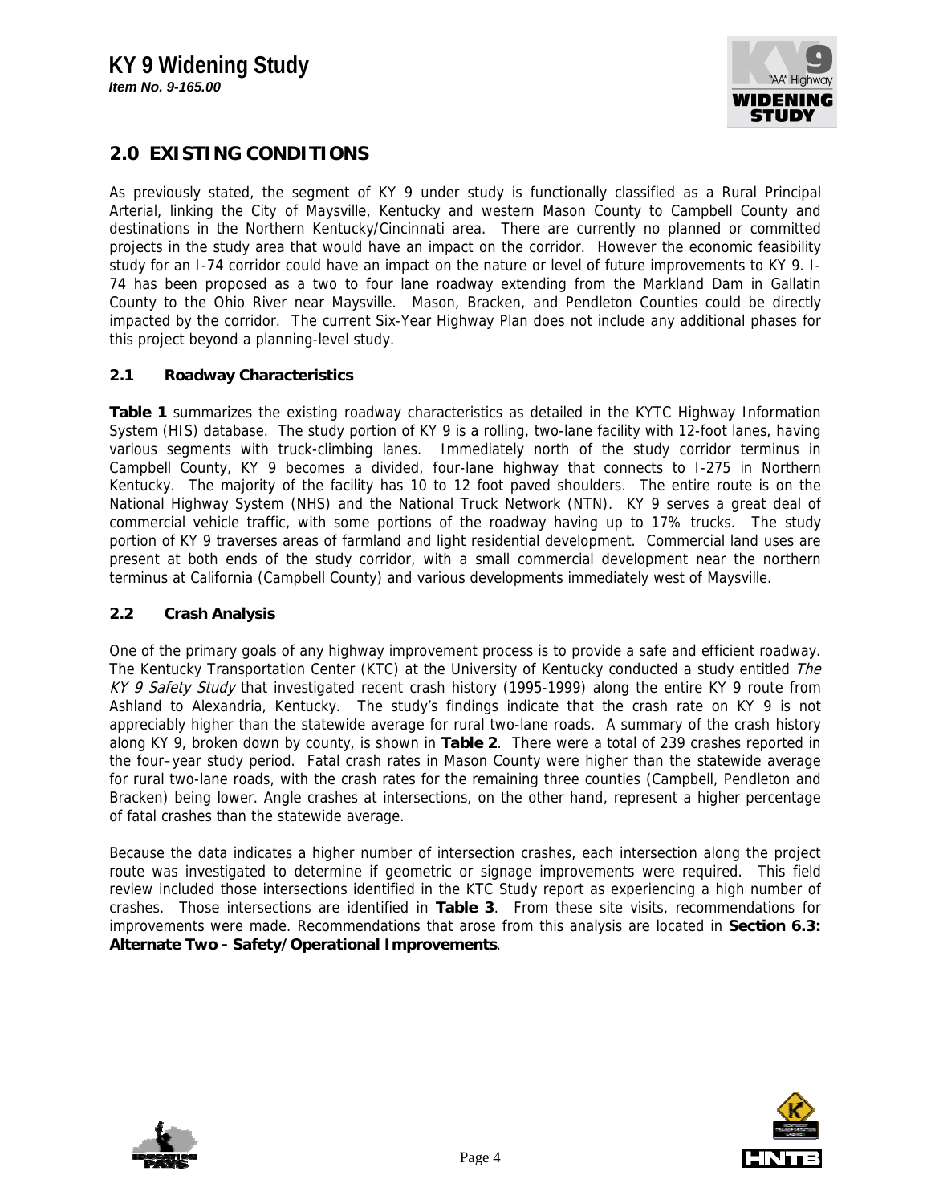## 2.0 EXISTING CONDITIONS

As previously stated, the segment of KY 9 under study is functionally classified as a Rural Principal Arterial, linking the City of Maysville, Kentucky and western Mason County to Campbell County and destinations in the Northern Kentucky/Cincinnati area. There are currently no planned or committed projects in the study area that would have an impact on the corridor. However the economic feasibility study for an I-74 corridor could have an impact on the nature or level of future improvements to KY 9. I-74 has been proposed as a two to four lane roadway extending from the Markland Dam in Gallatin County to the Ohio River near Maysville. Mason, Bracken, and Pendleton Counties could be directly impacted by the corridor. The current Six-Year Highway Plan does not include any additional phases for this project beyond a planning-level study.

### 2.1 Roadway Characteristics

**Table 1** summarizes the existing roadway characteristics as detailed in the KYTC Highway Information System (HIS) database. The study portion of KY 9 is a rolling, two-lane facility with 12-foot lanes, having various segments with truck-climbing lanes. Immediately north of the study corridor terminus in Campbell County, KY 9 becomes a divided, four-lane highway that connects to I-275 in Northern Kentucky. The majority of the facility has 10 to 12 foot paved shoulders. The entire route is on the National Highway System (NHS) and the National Truck Network (NTN). KY 9 serves a great deal of commercial vehicle traffic, with some portions of the roadway having up to 17% trucks. The study portion of KY 9 traverses areas of farmland and light residential development. Commercial land uses are present at both ends of the study corridor, with a small commercial development near the northern terminus at California (Campbell County) and various developments immediately west of Maysville.

### 2.2 Crash Analysis

One of the primary goals of any highway improvement process is to provide a safe and efficient roadway. The Kentucky Transportation Center (KTC) at the University of Kentucky conducted a study entitled *The KY 9 Safety Study* that investigated recent crash history (1995-1999) along the entire KY 9 route from Ashland to Alexandria, Kentucky. The study's findings indicate that the crash rate on KY 9 is not appreciably higher than the statewide average for rural two-lane roads. A summary of the crash history along KY 9, broken down by county, is shown in **Table 2**. There were a total of 239 crashes reported in the four–year study period. Fatal crash rates in Mason County were higher than the statewide average for rural two-lane roads, with the crash rates for the remaining three counties (Campbell, Pendleton and Bracken) being lower. Angle crashes at intersections, on the other hand, represent a higher percentage of fatal crashes than the statewide average.

Because the data indicates a higher number of intersection crashes, each intersection along the project route was investigated to determine if geometric or signage improvements were required. This field review included those intersections identified in the KTC Study report as experiencing a high number of crashes. Those intersections are identified in **Table 3**. From these site visits, recommendations for improvements were made. Recommendations that arose from this analysis are located in **Section 6.3: Alternate Two - Safety/Operational Improvements**.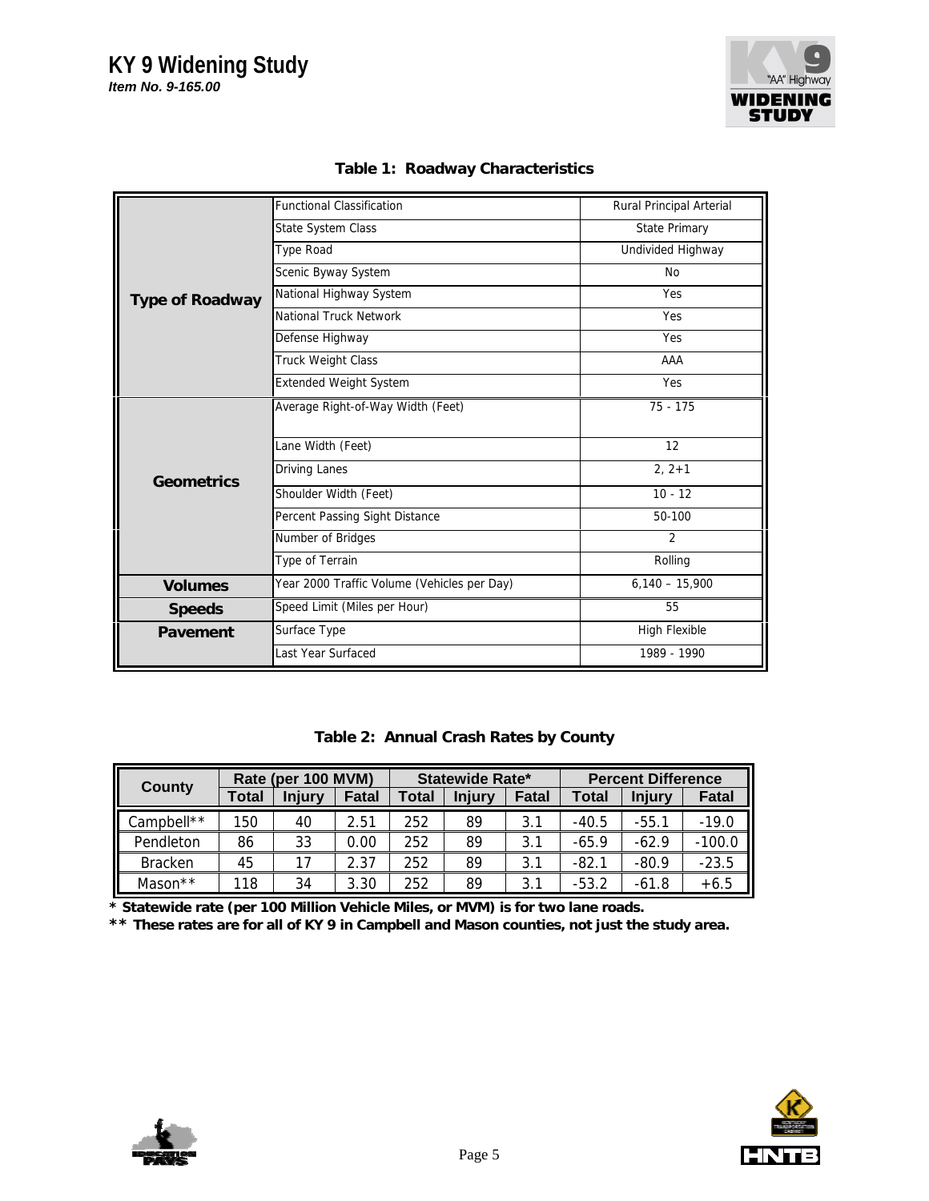**Table 1: Roadway Characteristics**

| | | |
|---|---|---|
| **Type of Roadway** | Functional Classification | Rural Principal Arterial |
| | State System Class | State Primary |
| | Type Road | Undivided Highway |
| | Scenic Byway System | No |
| | National Highway System | Yes |
| | National Truck Network | Yes |
| | Defense Highway | Yes |
| | Truck Weight Class | AAA |
| | Extended Weight System | Yes |
| **Geometrics** | Average Right-of-Way Width (Feet) | 75 - 175 |
| | Lane Width (Feet) | 12 |
| | Driving Lanes | 2, 2+1 |
| | Shoulder Width (Feet) | 10 - 12 |
| | Percent Passing Sight Distance | 50-100 |
| | Number of Bridges | 2 |
| | Type of Terrain | Rolling |
| **Volumes** | Year 2000 Traffic Volume (Vehicles per Day) | 6,140 – 15,900 |
| **Speeds** | Speed Limit (Miles per Hour) | 55 |
| **Pavement** | Surface Type | High Flexible |
| | Last Year Surfaced | 1989 - 1990 |

**Table 2: Annual Crash Rates by County**

| County | Rate (per 100 MVM) | | | Statewide Rate* | | | Percent Difference | | |
|---|---|---|---|---|---|---|---|---|---|
| | Total | Injury | Fatal | Total | Injury | Fatal | Total | Injury | Fatal |
| Campbell** | 150 | 40 | 2.51 | 252 | 89 | 3.1 | -40.5 | -55.1 | -19.0 |
| Pendleton | 86 | 33 | 0.00 | 252 | 89 | 3.1 | -65.9 | -62.9 | -100.0 |
| Bracken | 45 | 17 | 2.37 | 252 | 89 | 3.1 | -82.1 | -80.9 | -23.5 |
| Mason** | 118 | 34 | 3.30 | 252 | 89 | 3.1 | -53.2 | -61.8 | +6.5 |

**\* Statewide rate (per 100 Million Vehicle Miles, or MVM) is for two lane roads.**

**\*\* These rates are for all of KY 9 in Campbell and Mason counties, not just the study area.**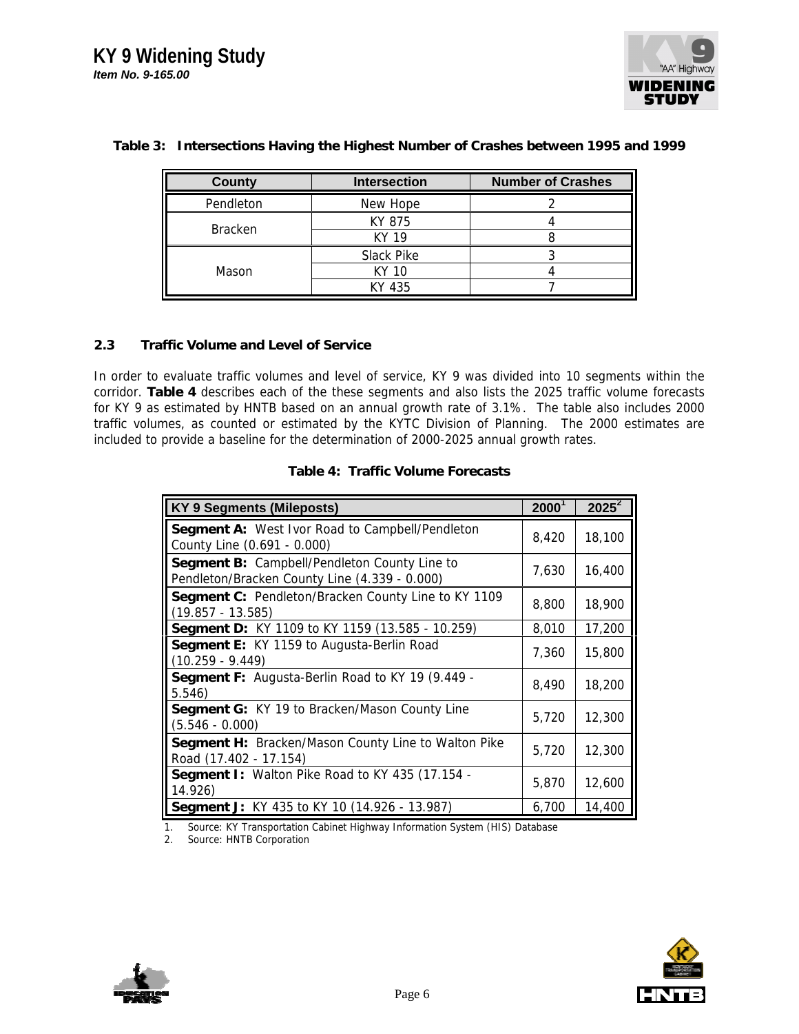**Table 3: Intersections Having the Highest Number of Crashes between 1995 and 1999**

| County | Intersection | Number of Crashes |
|---|---|---|
| Pendleton | New Hope | 2 |
| Bracken | KY 875 | 4 |
| | KY 19 | 8 |
| Mason | Slack Pike | 3 |
| | KY 10 | 4 |
| | KY 435 | 7 |

## 2.3 Traffic Volume and Level of Service

In order to evaluate traffic volumes and level of service, KY 9 was divided into 10 segments within the corridor. **Table 4** describes each of the these segments and also lists the 2025 traffic volume forecasts for KY 9 as estimated by HNTB based on an annual growth rate of 3.1%. The table also includes 2000 traffic volumes, as counted or estimated by the KYTC Division of Planning. The 2000 estimates are included to provide a baseline for the determination of 2000-2025 annual growth rates.

**Table 4: Traffic Volume Forecasts**

| KY 9 Segments (Mileposts) | 2000[1] | 2025[2] |
|---|---|---|
| **Segment A:** West Ivor Road to Campbell/Pendleton County Line (0.691 - 0.000) | 8,420 | 18,100 |
| **Segment B:** Campbell/Pendleton County Line to Pendleton/Bracken County Line (4.339 - 0.000) | 7,630 | 16,400 |
| **Segment C:** Pendleton/Bracken County Line to KY 1109 (19.857 - 13.585) | 8,800 | 18,900 |
| **Segment D:** KY 1109 to KY 1159 (13.585 - 10.259) | 8,010 | 17,200 |
| **Segment E:** KY 1159 to Augusta-Berlin Road (10.259 - 9.449) | 7,360 | 15,800 |
| **Segment F:** Augusta-Berlin Road to KY 19 (9.449 - 5.546) | 8,490 | 18,200 |
| **Segment G:** KY 19 to Bracken/Mason County Line (5.546 - 0.000) | 5,720 | 12,300 |
| **Segment H:** Bracken/Mason County Line to Walton Pike Road (17.402 - 17.154) | 5,720 | 12,300 |
| **Segment I:** Walton Pike Road to KY 435 (17.154 - 14.926) | 5,870 | 12,600 |
| **Segment J:** KY 435 to KY 10 (14.926 - 13.987) | 6,700 | 14,400 |

1. Source: KY Transportation Cabinet Highway Information System (HIS) Database
2. Source: HNTB Corporation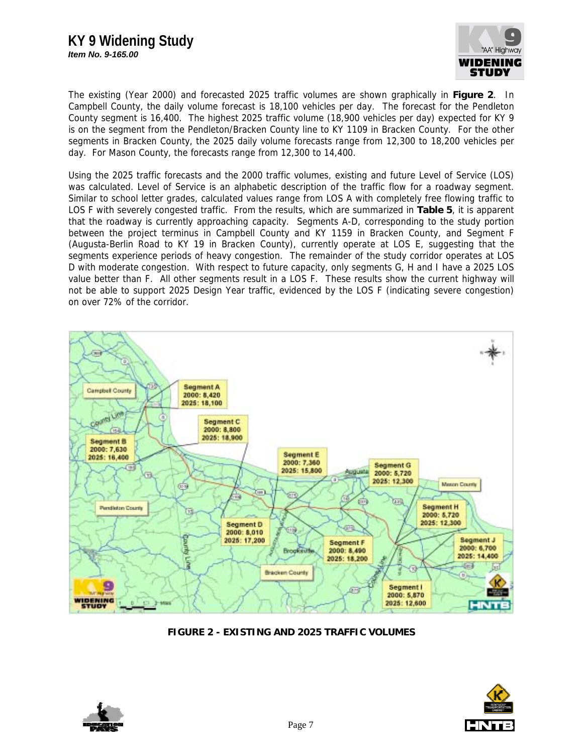The existing (Year 2000) and forecasted 2025 traffic volumes are shown graphically in **Figure 2**. In Campbell County, the daily volume forecast is 18,100 vehicles per day. The forecast for the Pendleton County segment is 16,400. The highest 2025 traffic volume (18,900 vehicles per day) expected for KY 9 is on the segment from the Pendleton/Bracken County line to KY 1109 in Bracken County. For the other segments in Bracken County, the 2025 daily volume forecasts range from 12,300 to 18,200 vehicles per day. For Mason County, the forecasts range from 12,300 to 14,400.

Using the 2025 traffic forecasts and the 2000 traffic volumes, existing and future Level of Service (LOS) was calculated. Level of Service is an alphabetic description of the traffic flow for a roadway segment. Similar to school letter grades, calculated values range from LOS A with completely free flowing traffic to LOS F with severely congested traffic. From the results, which are summarized in **Table 5**, it is apparent that the roadway is currently approaching capacity. Segments A-D, corresponding to the study portion between the project terminus in Campbell County and KY 1159 in Bracken County, and Segment F (Augusta-Berlin Road to KY 19 in Bracken County), currently operate at LOS E, suggesting that the segments experience periods of heavy congestion. The remainder of the study corridor operates at LOS D with moderate congestion. With respect to future capacity, only segments G, H and I have a 2025 LOS value better than F. All other segments result in a LOS F. These results show the current highway will not be able to support 2025 Design Year traffic, evidenced by the LOS F (indicating severe congestion) on over 72% of the corridor.

| Segment | 2000 | 2025 |
|---|---|---|
| Segment A | 8,420 | 18,100 |
| Segment B | 7,630 | 16,400 |
| Segment C | 8,800 | 18,900 |
| Segment D | 8,010 | 17,200 |
| Segment E | 7,360 | 15,800 |
| Segment F | 8,490 | 18,200 |
| Segment G | 5,720 | 12,300 |
| Segment H | 5,720 | 12,300 |
| Segment I | 5,870 | 12,600 |
| Segment J | 6,700 | 14,400 |

**FIGURE 2 - EXISTING AND 2025 TRAFFIC VOLUMES**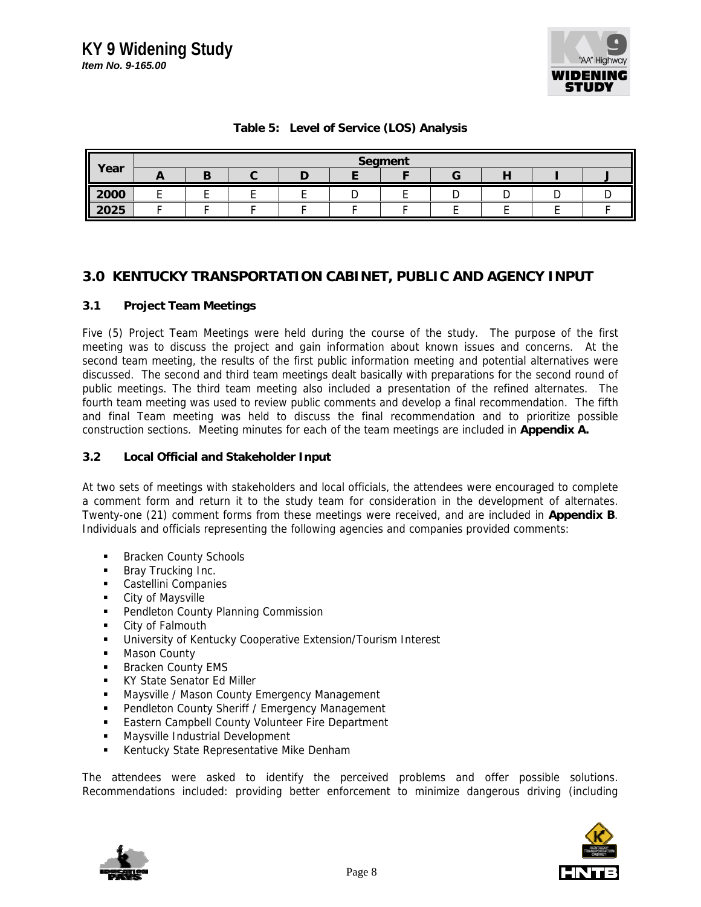**Table 5: Level of Service (LOS) Analysis**

| Year | Segment | | | | | | | | | |
|---|---|---|---|---|---|---|---|---|---|---|
| | A | B | C | D | E | F | G | H | I | J |
| 2000 | E | E | E | E | D | E | D | D | D | D |
| 2025 | F | F | F | F | F | F | E | E | E | F |

## 3.0 KENTUCKY TRANSPORTATION CABINET, PUBLIC AND AGENCY INPUT

### 3.1 Project Team Meetings

Five (5) Project Team Meetings were held during the course of the study. The purpose of the first meeting was to discuss the project and gain information about known issues and concerns. At the second team meeting, the results of the first public information meeting and potential alternatives were discussed. The second and third team meetings dealt basically with preparations for the second round of public meetings. The third team meeting also included a presentation of the refined alternates. The fourth team meeting was used to review public comments and develop a final recommendation. The fifth and final Team meeting was held to discuss the final recommendation and to prioritize possible construction sections. Meeting minutes for each of the team meetings are included in **Appendix A.**

### 3.2 Local Official and Stakeholder Input

At two sets of meetings with stakeholders and local officials, the attendees were encouraged to complete a comment form and return it to the study team for consideration in the development of alternates. Twenty-one (21) comment forms from these meetings were received, and are included in **Appendix B**. Individuals and officials representing the following agencies and companies provided comments:

- Bracken County Schools
- Bray Trucking Inc.
- Castellini Companies
- City of Maysville
- Pendleton County Planning Commission
- City of Falmouth
- University of Kentucky Cooperative Extension/Tourism Interest
- Mason County
- Bracken County EMS
- KY State Senator Ed Miller
- Maysville / Mason County Emergency Management
- Pendleton County Sheriff / Emergency Management
- Eastern Campbell County Volunteer Fire Department
- Maysville Industrial Development
- Kentucky State Representative Mike Denham

The attendees were asked to identify the perceived problems and offer possible solutions. Recommendations included: providing better enforcement to minimize dangerous driving (including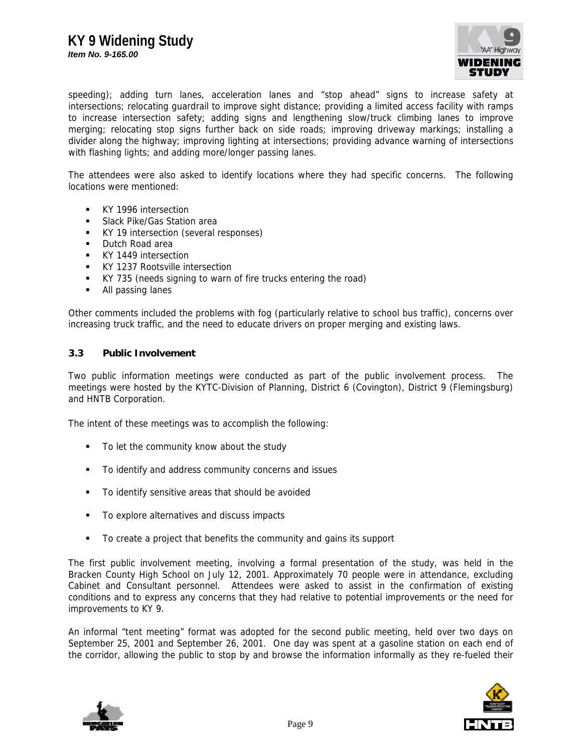speeding); adding turn lanes, acceleration lanes and "stop ahead" signs to increase safety at intersections; relocating guardrail to improve sight distance; providing a limited access facility with ramps to increase intersection safety; adding signs and lengthening slow/truck climbing lanes to improve merging; relocating stop signs further back on side roads; improving driveway markings; installing a divider along the highway; improving lighting at intersections; providing advance warning of intersections with flashing lights; and adding more/longer passing lanes.

The attendees were also asked to identify locations where they had specific concerns. The following locations were mentioned:

- KY 1996 intersection
- Slack Pike/Gas Station area
- KY 19 intersection (several responses)
- Dutch Road area
- KY 1449 intersection
- KY 1237 Rootsville intersection
- KY 735 (needs signing to warn of fire trucks entering the road)
- All passing lanes

Other comments included the problems with fog (particularly relative to school bus traffic), concerns over increasing truck traffic, and the need to educate drivers on proper merging and existing laws.

### 3.3 Public Involvement

Two public information meetings were conducted as part of the public involvement process. The meetings were hosted by the KYTC-Division of Planning, District 6 (Covington), District 9 (Flemingsburg) and HNTB Corporation.

The intent of these meetings was to accomplish the following:

- To let the community know about the study
- To identify and address community concerns and issues
- To identify sensitive areas that should be avoided
- To explore alternatives and discuss impacts
- To create a project that benefits the community and gains its support

The first public involvement meeting, involving a formal presentation of the study, was held in the Bracken County High School on July 12, 2001. Approximately 70 people were in attendance, excluding Cabinet and Consultant personnel. Attendees were asked to assist in the confirmation of existing conditions and to express any concerns that they had relative to potential improvements or the need for improvements to KY 9.

An informal "tent meeting" format was adopted for the second public meeting, held over two days on September 25, 2001 and September 26, 2001. One day was spent at a gasoline station on each end of the corridor, allowing the public to stop by and browse the information informally as they re-fueled their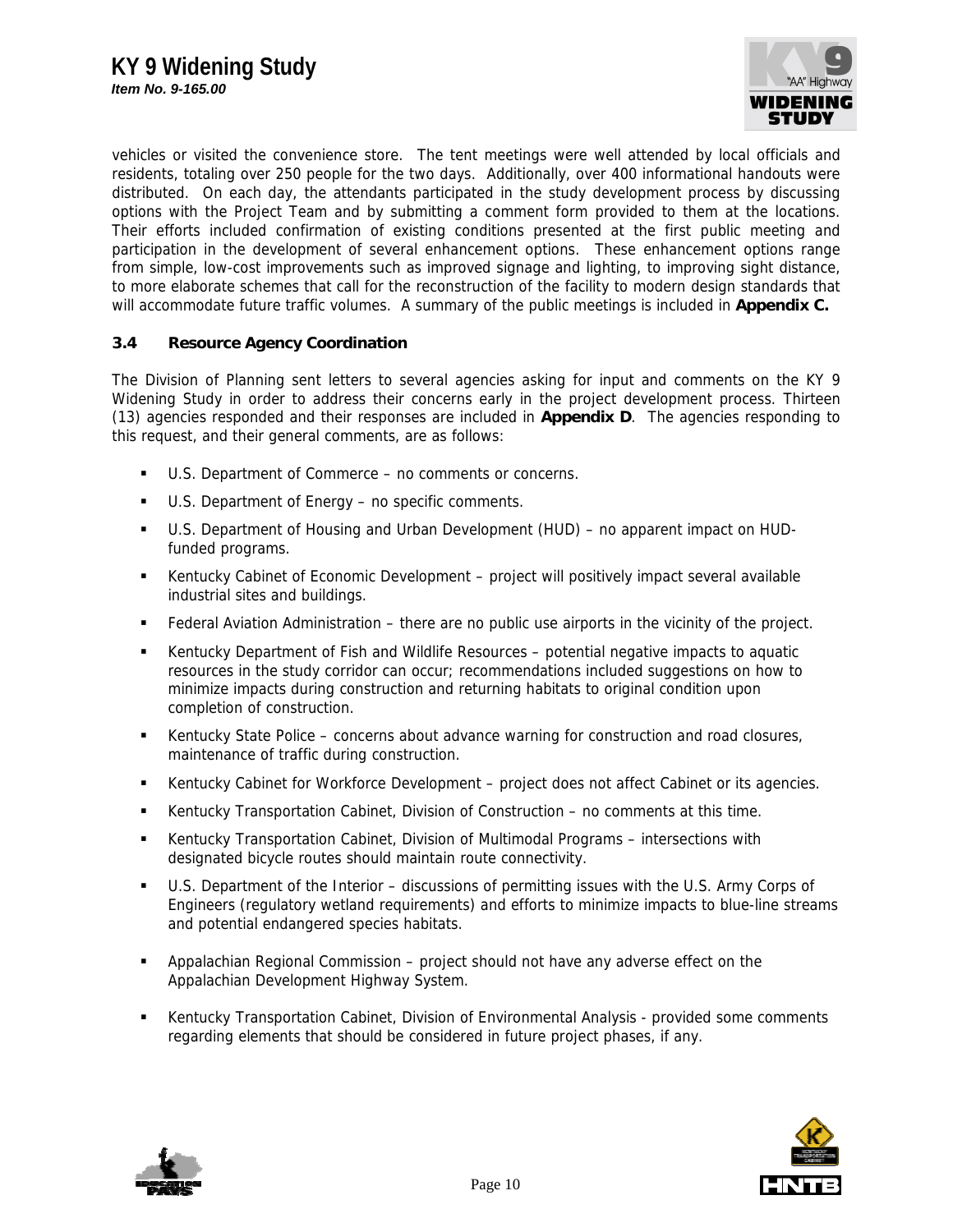vehicles or visited the convenience store. The tent meetings were well attended by local officials and residents, totaling over 250 people for the two days. Additionally, over 400 informational handouts were distributed. On each day, the attendants participated in the study development process by discussing options with the Project Team and by submitting a comment form provided to them at the locations. Their efforts included confirmation of existing conditions presented at the first public meeting and participation in the development of several enhancement options. These enhancement options range from simple, low-cost improvements such as improved signage and lighting, to improving sight distance, to more elaborate schemes that call for the reconstruction of the facility to modern design standards that will accommodate future traffic volumes. A summary of the public meetings is included in **Appendix C.**

### 3.4 Resource Agency Coordination

The Division of Planning sent letters to several agencies asking for input and comments on the KY 9 Widening Study in order to address their concerns early in the project development process. Thirteen (13) agencies responded and their responses are included in **Appendix D**. The agencies responding to this request, and their general comments, are as follows:

- U.S. Department of Commerce – no comments or concerns.
- U.S. Department of Energy – no specific comments.
- U.S. Department of Housing and Urban Development (HUD) – no apparent impact on HUD-funded programs.
- Kentucky Cabinet of Economic Development – project will positively impact several available industrial sites and buildings.
- Federal Aviation Administration – there are no public use airports in the vicinity of the project.
- Kentucky Department of Fish and Wildlife Resources – potential negative impacts to aquatic resources in the study corridor can occur; recommendations included suggestions on how to minimize impacts during construction and returning habitats to original condition upon completion of construction.
- Kentucky State Police – concerns about advance warning for construction and road closures, maintenance of traffic during construction.
- Kentucky Cabinet for Workforce Development – project does not affect Cabinet or its agencies.
- Kentucky Transportation Cabinet, Division of Construction – no comments at this time.
- Kentucky Transportation Cabinet, Division of Multimodal Programs – intersections with designated bicycle routes should maintain route connectivity.
- U.S. Department of the Interior – discussions of permitting issues with the U.S. Army Corps of Engineers (regulatory wetland requirements) and efforts to minimize impacts to blue-line streams and potential endangered species habitats.
- Appalachian Regional Commission – project should not have any adverse effect on the Appalachian Development Highway System.
- Kentucky Transportation Cabinet, Division of Environmental Analysis - provided some comments regarding elements that should be considered in future project phases, if any.